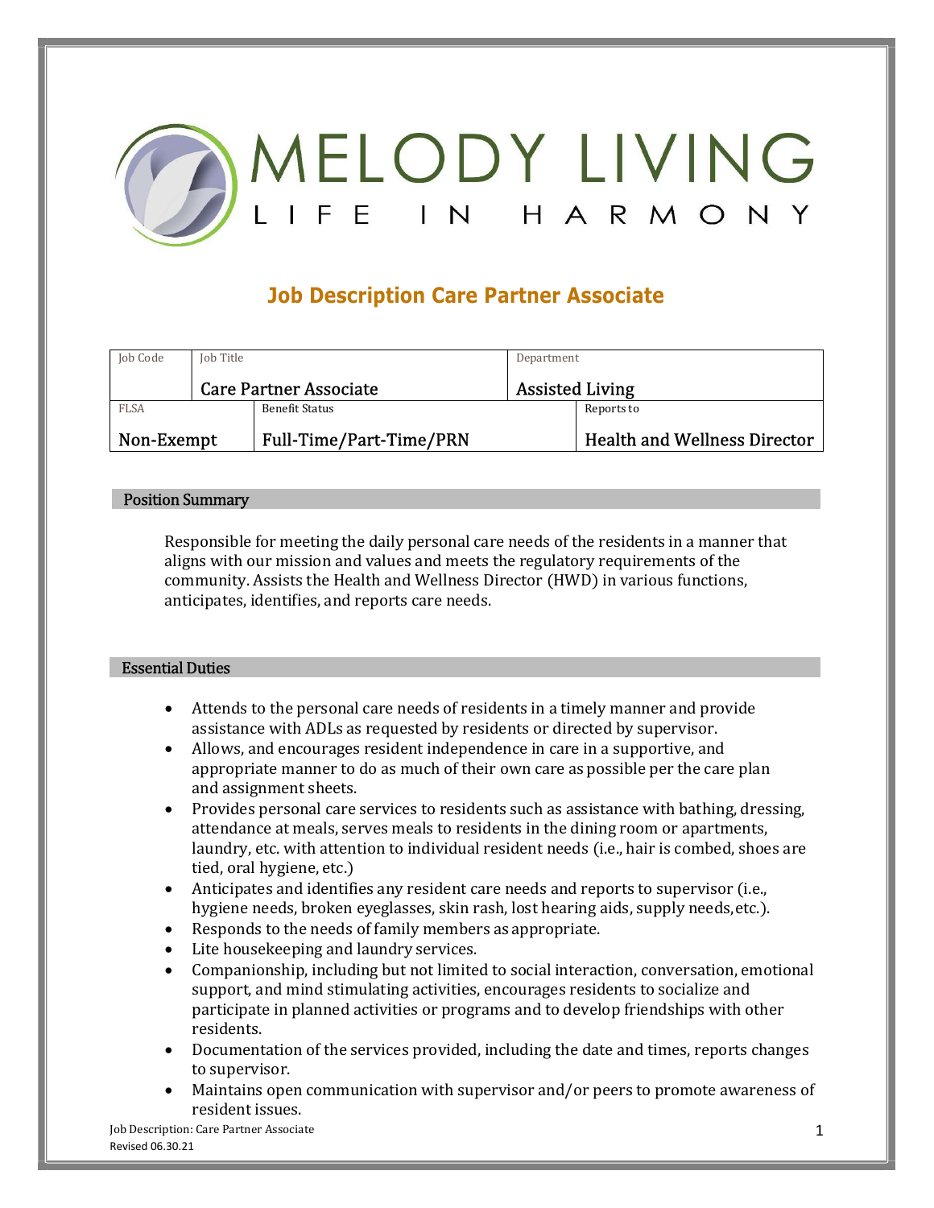MELODY LIVING

LIFE IN HARMONY

# Job Description Care Partner Associate

| Job Code | Job Title | Department |
|---|---|---|
| | Care Partner Associate | Assisted Living |

| FLSA | Benefit Status | Reports to |
|---|---|---|
| Non-Exempt | Full-Time/Part-Time/PRN | Health and Wellness Director |

## Position Summary

Responsible for meeting the daily personal care needs of the residents in a manner that aligns with our mission and values and meets the regulatory requirements of the community. Assists the Health and Wellness Director (HWD) in various functions, anticipates, identifies, and reports care needs.

## Essential Duties

- Attends to the personal care needs of residents in a timely manner and provide assistance with ADLs as requested by residents or directed by supervisor.
- Allows, and encourages resident independence in care in a supportive, and appropriate manner to do as much of their own care as possible per the care plan and assignment sheets.
- Provides personal care services to residents such as assistance with bathing, dressing, attendance at meals, serves meals to residents in the dining room or apartments, laundry, etc. with attention to individual resident needs (i.e., hair is combed, shoes are tied, oral hygiene, etc.)
- Anticipates and identifies any resident care needs and reports to supervisor (i.e., hygiene needs, broken eyeglasses, skin rash, lost hearing aids, supply needs, etc.).
- Responds to the needs of family members as appropriate.
- Lite housekeeping and laundry services.
- Companionship, including but not limited to social interaction, conversation, emotional support, and mind stimulating activities, encourages residents to socialize and participate in planned activities or programs and to develop friendships with other residents.
- Documentation of the services provided, including the date and times, reports changes to supervisor.
- Maintains open communication with supervisor and/or peers to promote awareness of resident issues.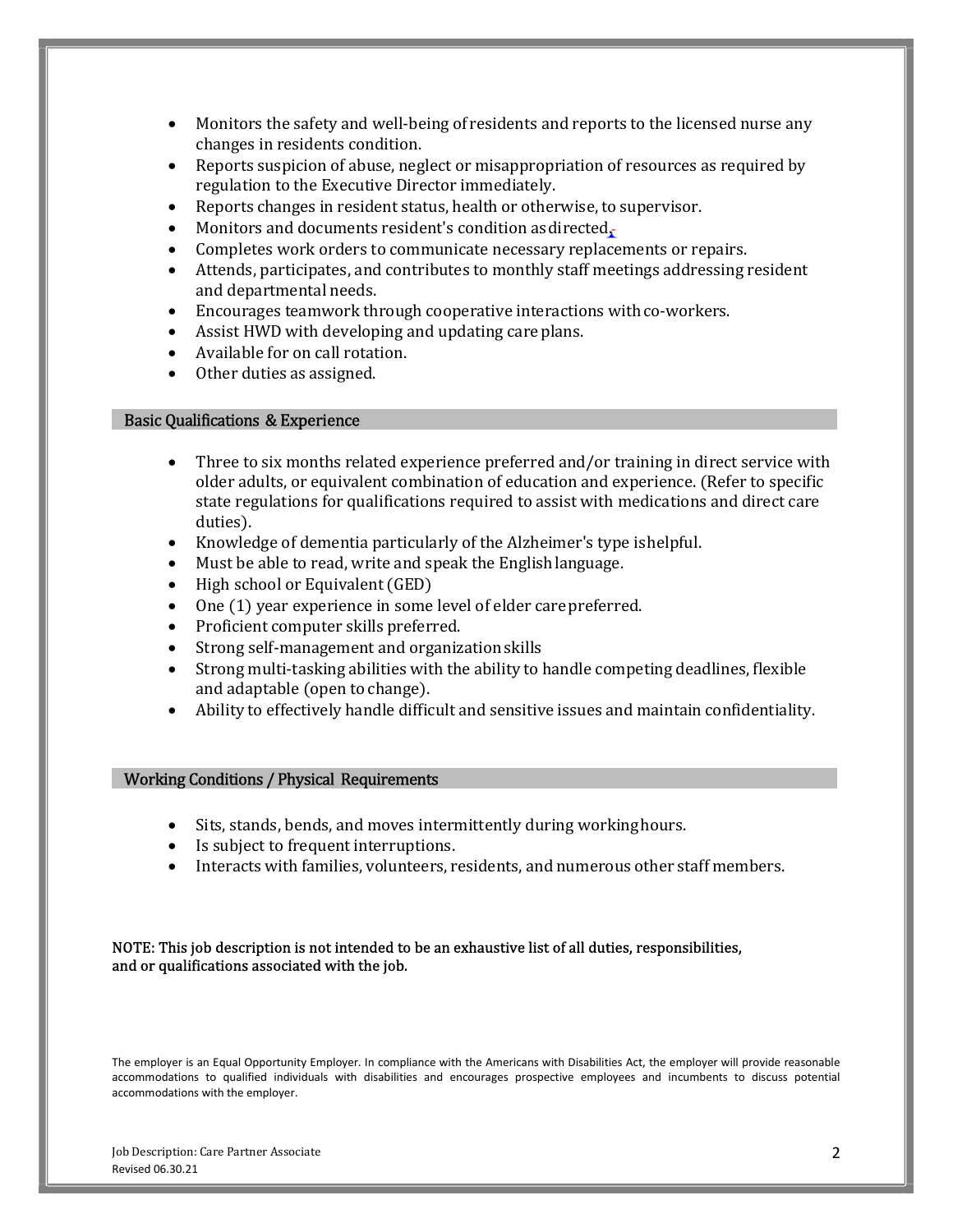- Monitors the safety and well-being of residents and reports to the licensed nurse any changes in residents condition.
- Reports suspicion of abuse, neglect or misappropriation of resources as required by regulation to the Executive Director immediately.
- Reports changes in resident status, health or otherwise, to supervisor.
- Monitors and documents resident's condition as directed.
- Completes work orders to communicate necessary replacements or repairs.
- Attends, participates, and contributes to monthly staff meetings addressing resident and departmental needs.
- Encourages teamwork through cooperative interactions with co-workers.
- Assist HWD with developing and updating care plans.
- Available for on call rotation.
- Other duties as assigned.

## Basic Qualifications & Experience

- Three to six months related experience preferred and/or training in direct service with older adults, or equivalent combination of education and experience. (Refer to specific state regulations for qualifications required to assist with medications and direct care duties).
- Knowledge of dementia particularly of the Alzheimer's type is helpful.
- Must be able to read, write and speak the English language.
- High school or Equivalent (GED)
- One (1) year experience in some level of elder care preferred.
- Proficient computer skills preferred.
- Strong self-management and organization skills
- Strong multi-tasking abilities with the ability to handle competing deadlines, flexible and adaptable (open to change).
- Ability to effectively handle difficult and sensitive issues and maintain confidentiality.

## Working Conditions / Physical Requirements

- Sits, stands, bends, and moves intermittently during working hours.
- Is subject to frequent interruptions.
- Interacts with families, volunteers, residents, and numerous other staff members.

NOTE: This job description is not intended to be an exhaustive list of all duties, responsibilities, and or qualifications associated with the job.

The employer is an Equal Opportunity Employer. In compliance with the Americans with Disabilities Act, the employer will provide reasonable accommodations to qualified individuals with disabilities and encourages prospective employees and incumbents to discuss potential accommodations with the employer.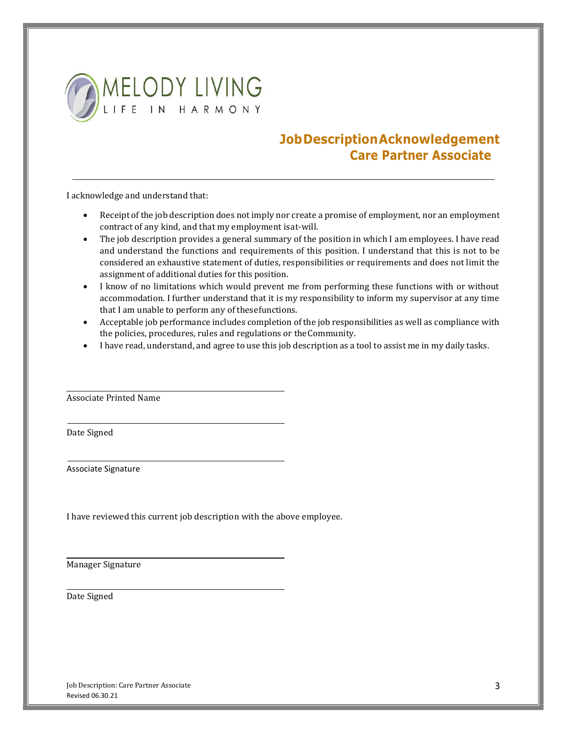MELODY LIVING

LIFE IN HARMONY

## Job Description Acknowledgement
## Care Partner Associate

---

I acknowledge and understand that:

- Receipt of the job description does not imply nor create a promise of employment, nor an employment contract of any kind, and that my employment is at-will.
- The job description provides a general summary of the position in which I am employees. I have read and understand the functions and requirements of this position. I understand that this is not to be considered an exhaustive statement of duties, responsibilities or requirements and does not limit the assignment of additional duties for this position.
- I know of no limitations which would prevent me from performing these functions with or without accommodation. I further understand that it is my responsibility to inform my supervisor at any time that I am unable to perform any of these functions.
- Acceptable job performance includes completion of the job responsibilities as well as compliance with the policies, procedures, rules and regulations or the Community.
- I have read, understand, and agree to use this job description as a tool to assist me in my daily tasks.

\_\_\_\_\_\_\_\_\_\_\_\_\_\_\_\_\_\_\_\_\_\_\_\_\_\_\_\_\_\_\_\_\_\_\_\_\_\_\_\_

Associate Printed Name

\_\_\_\_\_\_\_\_\_\_\_\_\_\_\_\_\_\_\_\_\_\_\_\_\_\_\_\_\_\_\_\_\_\_\_\_\_\_\_\_

Date Signed

\_\_\_\_\_\_\_\_\_\_\_\_\_\_\_\_\_\_\_\_\_\_\_\_\_\_\_\_\_\_\_\_\_\_\_\_\_\_\_\_

Associate Signature

I have reviewed this current job description with the above employee.

\_\_\_\_\_\_\_\_\_\_\_\_\_\_\_\_\_\_\_\_\_\_\_\_\_\_\_\_\_\_\_\_\_\_\_\_\_\_\_\_

Manager Signature

\_\_\_\_\_\_\_\_\_\_\_\_\_\_\_\_\_\_\_\_\_\_\_\_\_\_\_\_\_\_\_\_\_\_\_\_\_\_\_\_

Date Signed